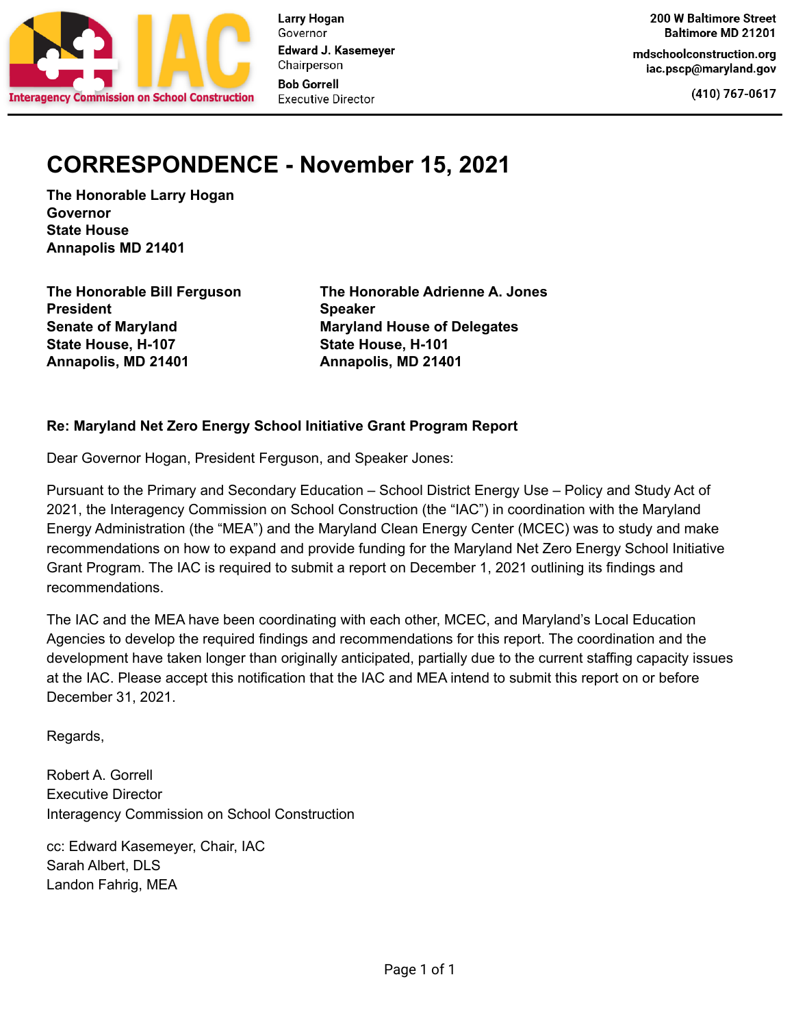Interagency Commission on School Construction

**Larry Hogan**
Governor
**Edward J. Kasemeyer**
Chairperson
**Bob Gorrell**
Executive Director

**200 W Baltimore Street**
**Baltimore MD 21201**
**mdschoolconstruction.org**
**iac.pscp@maryland.gov**
**(410) 767-0617**

# CORRESPONDENCE - November 15, 2021

**The Honorable Larry Hogan**
**Governor**
**State House**
**Annapolis MD 21401**

**The Honorable Bill Ferguson**
**President**
**Senate of Maryland**
**State House, H-107**
**Annapolis, MD 21401**

**The Honorable Adrienne A. Jones**
**Speaker**
**Maryland House of Delegates**
**State House, H-101**
**Annapolis, MD 21401**

**Re: Maryland Net Zero Energy School Initiative Grant Program Report**

Dear Governor Hogan, President Ferguson, and Speaker Jones:

Pursuant to the Primary and Secondary Education – School District Energy Use – Policy and Study Act of 2021, the Interagency Commission on School Construction (the "IAC") in coordination with the Maryland Energy Administration (the "MEA") and the Maryland Clean Energy Center (MCEC) was to study and make recommendations on how to expand and provide funding for the Maryland Net Zero Energy School Initiative Grant Program. The IAC is required to submit a report on December 1, 2021 outlining its findings and recommendations.

The IAC and the MEA have been coordinating with each other, MCEC, and Maryland's Local Education Agencies to develop the required findings and recommendations for this report. The coordination and the development have taken longer than originally anticipated, partially due to the current staffing capacity issues at the IAC. Please accept this notification that the IAC and MEA intend to submit this report on or before December 31, 2021.

Regards,

Robert A. Gorrell
Executive Director
Interagency Commission on School Construction

cc: Edward Kasemeyer, Chair, IAC
Sarah Albert, DLS
Landon Fahrig, MEA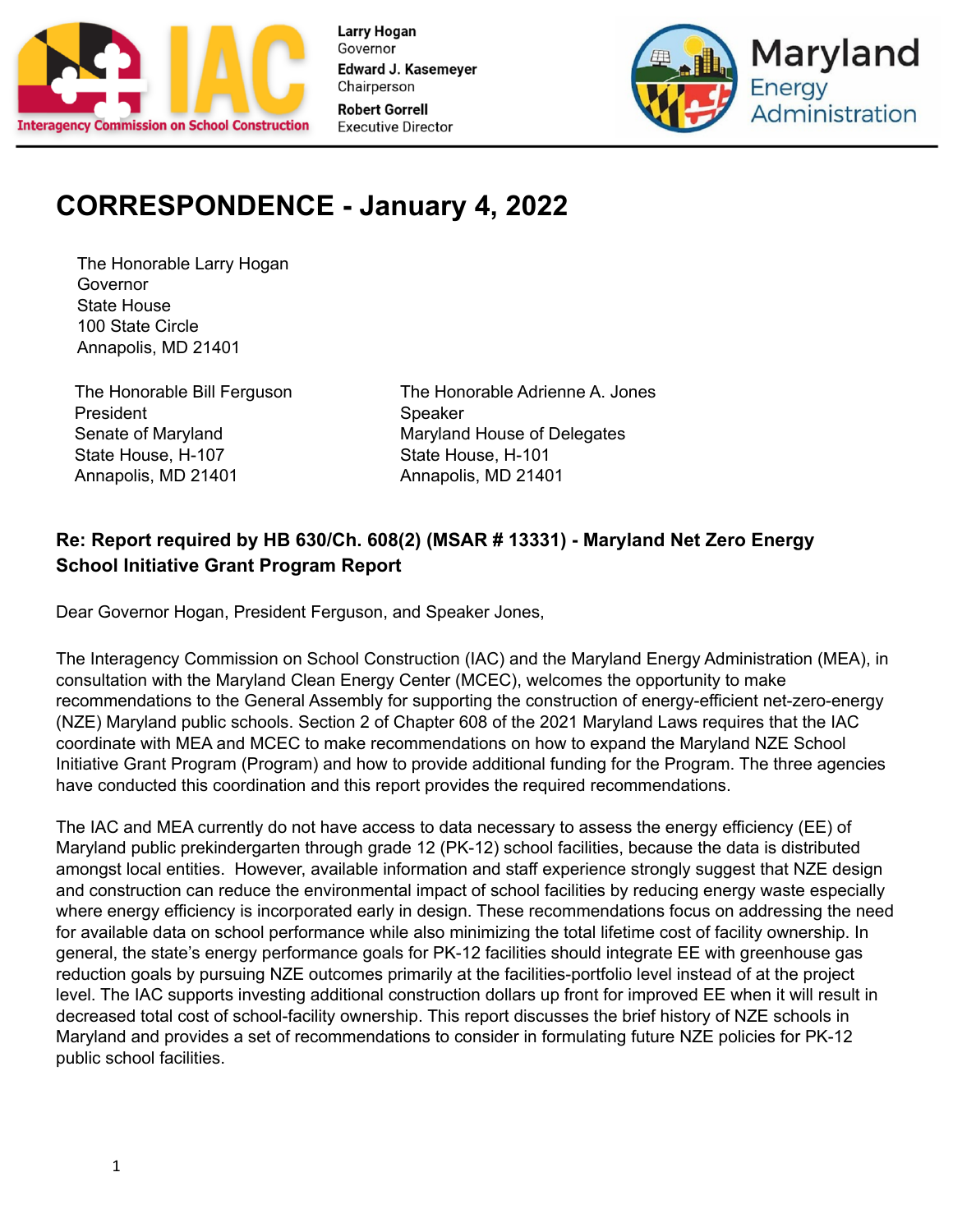Larry Hogan
Governor
Edward J. Kasemeyer
Chairperson
Robert Gorrell
Executive Director

# CORRESPONDENCE - January 4, 2022

The Honorable Larry Hogan
Governor
State House
100 State Circle
Annapolis, MD 21401

The Honorable Bill Ferguson
President
Senate of Maryland
State House, H-107
Annapolis, MD 21401

The Honorable Adrienne A. Jones
Speaker
Maryland House of Delegates
State House, H-101
Annapolis, MD 21401

**Re: Report required by HB 630/Ch. 608(2) (MSAR # 13331) - Maryland Net Zero Energy School Initiative Grant Program Report**

Dear Governor Hogan, President Ferguson, and Speaker Jones,

The Interagency Commission on School Construction (IAC) and the Maryland Energy Administration (MEA), in consultation with the Maryland Clean Energy Center (MCEC), welcomes the opportunity to make recommendations to the General Assembly for supporting the construction of energy-efficient net-zero-energy (NZE) Maryland public schools. Section 2 of Chapter 608 of the 2021 Maryland Laws requires that the IAC coordinate with MEA and MCEC to make recommendations on how to expand the Maryland NZE School Initiative Grant Program (Program) and how to provide additional funding for the Program. The three agencies have conducted this coordination and this report provides the required recommendations.

The IAC and MEA currently do not have access to data necessary to assess the energy efficiency (EE) of Maryland public prekindergarten through grade 12 (PK-12) school facilities, because the data is distributed amongst local entities. However, available information and staff experience strongly suggest that NZE design and construction can reduce the environmental impact of school facilities by reducing energy waste especially where energy efficiency is incorporated early in design. These recommendations focus on addressing the need for available data on school performance while also minimizing the total lifetime cost of facility ownership. In general, the state's energy performance goals for PK-12 facilities should integrate EE with greenhouse gas reduction goals by pursuing NZE outcomes primarily at the facilities-portfolio level instead of at the project level. The IAC supports investing additional construction dollars up front for improved EE when it will result in decreased total cost of school-facility ownership. This report discusses the brief history of NZE schools in Maryland and provides a set of recommendations to consider in formulating future NZE policies for PK-12 public school facilities.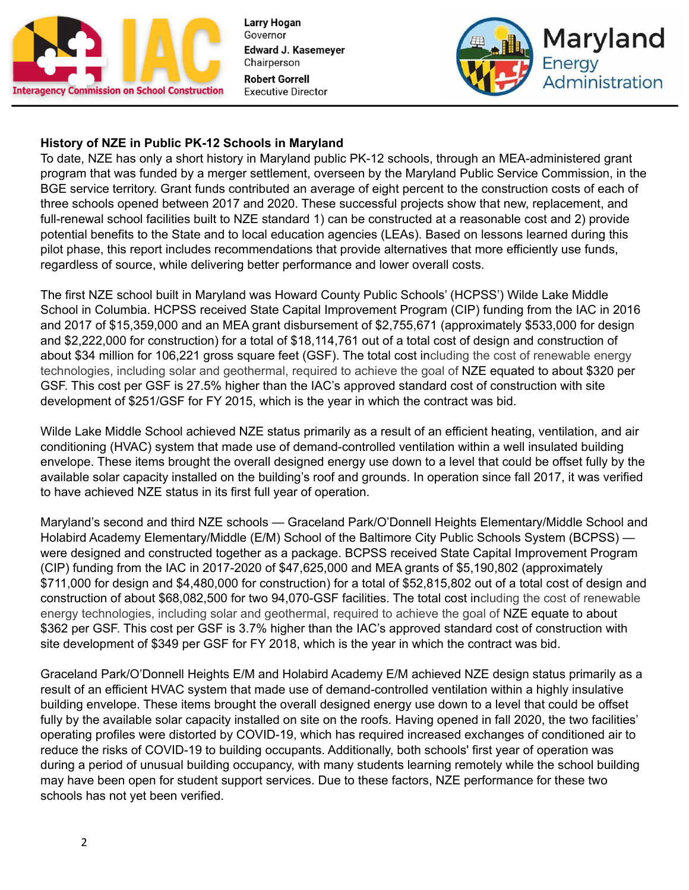### History of NZE in Public PK-12 Schools in Maryland

To date, NZE has only a short history in Maryland public PK-12 schools, through an MEA-administered grant program that was funded by a merger settlement, overseen by the Maryland Public Service Commission, in the BGE service territory. Grant funds contributed an average of eight percent to the construction costs of each of three schools opened between 2017 and 2020. These successful projects show that new, replacement, and full-renewal school facilities built to NZE standard 1) can be constructed at a reasonable cost and 2) provide potential benefits to the State and to local education agencies (LEAs). Based on lessons learned during this pilot phase, this report includes recommendations that provide alternatives that more efficiently use funds, regardless of source, while delivering better performance and lower overall costs.

The first NZE school built in Maryland was Howard County Public Schools' (HCPSS') Wilde Lake Middle School in Columbia. HCPSS received State Capital Improvement Program (CIP) funding from the IAC in 2016 and 2017 of $15,359,000 and an MEA grant disbursement of $2,755,671 (approximately $533,000 for design and $2,222,000 for construction) for a total of $18,114,761 out of a total cost of design and construction of about $34 million for 106,221 gross square feet (GSF). The total cost including the cost of renewable energy technologies, including solar and geothermal, required to achieve the goal of NZE equated to about $320 per GSF. This cost per GSF is 27.5% higher than the IAC's approved standard cost of construction with site development of $251/GSF for FY 2015, which is the year in which the contract was bid.

Wilde Lake Middle School achieved NZE status primarily as a result of an efficient heating, ventilation, and air conditioning (HVAC) system that made use of demand-controlled ventilation within a well insulated building envelope. These items brought the overall designed energy use down to a level that could be offset fully by the available solar capacity installed on the building's roof and grounds. In operation since fall 2017, it was verified to have achieved NZE status in its first full year of operation.

Maryland's second and third NZE schools — Graceland Park/O'Donnell Heights Elementary/Middle School and Holabird Academy Elementary/Middle (E/M) School of the Baltimore City Public Schools System (BCPSS) — were designed and constructed together as a package. BCPSS received State Capital Improvement Program (CIP) funding from the IAC in 2017-2020 of $47,625,000 and MEA grants of $5,190,802 (approximately $711,000 for design and $4,480,000 for construction) for a total of $52,815,802 out of a total cost of design and construction of about $68,082,500 for two 94,070-GSF facilities. The total cost including the cost of renewable energy technologies, including solar and geothermal, required to achieve the goal of NZE equate to about $362 per GSF. This cost per GSF is 3.7% higher than the IAC's approved standard cost of construction with site development of $349 per GSF for FY 2018, which is the year in which the contract was bid.

Graceland Park/O'Donnell Heights E/M and Holabird Academy E/M achieved NZE design status primarily as a result of an efficient HVAC system that made use of demand-controlled ventilation within a highly insulative building envelope. These items brought the overall designed energy use down to a level that could be offset fully by the available solar capacity installed on site on the roofs. Having opened in fall 2020, the two facilities' operating profiles were distorted by COVID-19, which has required increased exchanges of conditioned air to reduce the risks of COVID-19 to building occupants. Additionally, both schools' first year of operation was during a period of unusual building occupancy, with many students learning remotely while the school building may have been open for student support services. Due to these factors, NZE performance for these two schools has not yet been verified.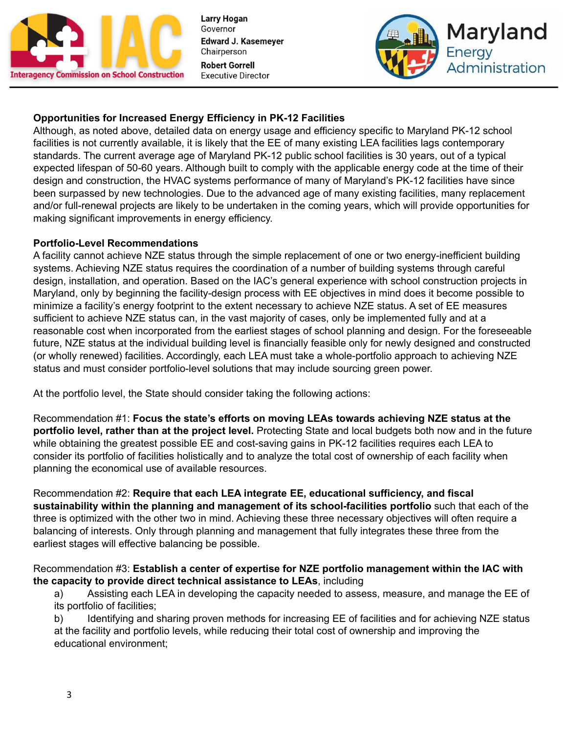**Opportunities for Increased Energy Efficiency in PK-12 Facilities**

Although, as noted above, detailed data on energy usage and efficiency specific to Maryland PK-12 school facilities is not currently available, it is likely that the EE of many existing LEA facilities lags contemporary standards. The current average age of Maryland PK-12 public school facilities is 30 years, out of a typical expected lifespan of 50-60 years. Although built to comply with the applicable energy code at the time of their design and construction, the HVAC systems performance of many of Maryland's PK-12 facilities have since been surpassed by new technologies. Due to the advanced age of many existing facilities, many replacement and/or full-renewal projects are likely to be undertaken in the coming years, which will provide opportunities for making significant improvements in energy efficiency.

**Portfolio-Level Recommendations**

A facility cannot achieve NZE status through the simple replacement of one or two energy-inefficient building systems. Achieving NZE status requires the coordination of a number of building systems through careful design, installation, and operation. Based on the IAC's general experience with school construction projects in Maryland, only by beginning the facility-design process with EE objectives in mind does it become possible to minimize a facility's energy footprint to the extent necessary to achieve NZE status. A set of EE measures sufficient to achieve NZE status can, in the vast majority of cases, only be implemented fully and at a reasonable cost when incorporated from the earliest stages of school planning and design. For the foreseeable future, NZE status at the individual building level is financially feasible only for newly designed and constructed (or wholly renewed) facilities. Accordingly, each LEA must take a whole-portfolio approach to achieving NZE status and must consider portfolio-level solutions that may include sourcing green power.

At the portfolio level, the State should consider taking the following actions:

Recommendation #1: **Focus the state's efforts on moving LEAs towards achieving NZE status at the portfolio level, rather than at the project level.** Protecting State and local budgets both now and in the future while obtaining the greatest possible EE and cost-saving gains in PK-12 facilities requires each LEA to consider its portfolio of facilities holistically and to analyze the total cost of ownership of each facility when planning the economical use of available resources.

Recommendation #2: **Require that each LEA integrate EE, educational sufficiency, and fiscal sustainability within the planning and management of its school-facilities portfolio** such that each of the three is optimized with the other two in mind. Achieving these three necessary objectives will often require a balancing of interests. Only through planning and management that fully integrates these three from the earliest stages will effective balancing be possible.

Recommendation #3: **Establish a center of expertise for NZE portfolio management within the IAC with the capacity to provide direct technical assistance to LEAs**, including

a) Assisting each LEA in developing the capacity needed to assess, measure, and manage the EE of its portfolio of facilities;

b) Identifying and sharing proven methods for increasing EE of facilities and for achieving NZE status at the facility and portfolio levels, while reducing their total cost of ownership and improving the educational environment;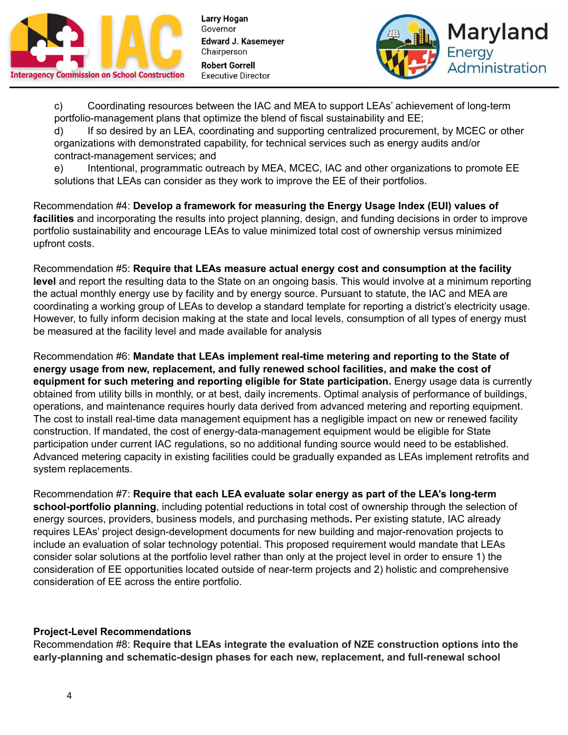c) Coordinating resources between the IAC and MEA to support LEAs' achievement of long-term portfolio-management plans that optimize the blend of fiscal sustainability and EE;

d) If so desired by an LEA, coordinating and supporting centralized procurement, by MCEC or other organizations with demonstrated capability, for technical services such as energy audits and/or contract-management services; and

e) Intentional, programmatic outreach by MEA, MCEC, IAC and other organizations to promote EE solutions that LEAs can consider as they work to improve the EE of their portfolios.

Recommendation #4: **Develop a framework for measuring the Energy Usage Index (EUI) values of facilities** and incorporating the results into project planning, design, and funding decisions in order to improve portfolio sustainability and encourage LEAs to value minimized total cost of ownership versus minimized upfront costs.

Recommendation #5: **Require that LEAs measure actual energy cost and consumption at the facility level** and report the resulting data to the State on an ongoing basis. This would involve at a minimum reporting the actual monthly energy use by facility and by energy source. Pursuant to statute, the IAC and MEA are coordinating a working group of LEAs to develop a standard template for reporting a district's electricity usage. However, to fully inform decision making at the state and local levels, consumption of all types of energy must be measured at the facility level and made available for analysis

Recommendation #6: **Mandate that LEAs implement real-time metering and reporting to the State of energy usage from new, replacement, and fully renewed school facilities, and make the cost of equipment for such metering and reporting eligible for State participation.** Energy usage data is currently obtained from utility bills in monthly, or at best, daily increments. Optimal analysis of performance of buildings, operations, and maintenance requires hourly data derived from advanced metering and reporting equipment. The cost to install real-time data management equipment has a negligible impact on new or renewed facility construction. If mandated, the cost of energy-data-management equipment would be eligible for State participation under current IAC regulations, so no additional funding source would need to be established. Advanced metering capacity in existing facilities could be gradually expanded as LEAs implement retrofits and system replacements.

Recommendation #7: **Require that each LEA evaluate solar energy as part of the LEA's long-term school-portfolio planning**, including potential reductions in total cost of ownership through the selection of energy sources, providers, business models, and purchasing methods**.** Per existing statute, IAC already requires LEAs' project design-development documents for new building and major-renovation projects to include an evaluation of solar technology potential. This proposed requirement would mandate that LEAs consider solar solutions at the portfolio level rather than only at the project level in order to ensure 1) the consideration of EE opportunities located outside of near-term projects and 2) holistic and comprehensive consideration of EE across the entire portfolio.

**Project-Level Recommendations**

Recommendation #8: **Require that LEAs integrate the evaluation of NZE construction options into the early-planning and schematic-design phases for each new, replacement, and full-renewal school**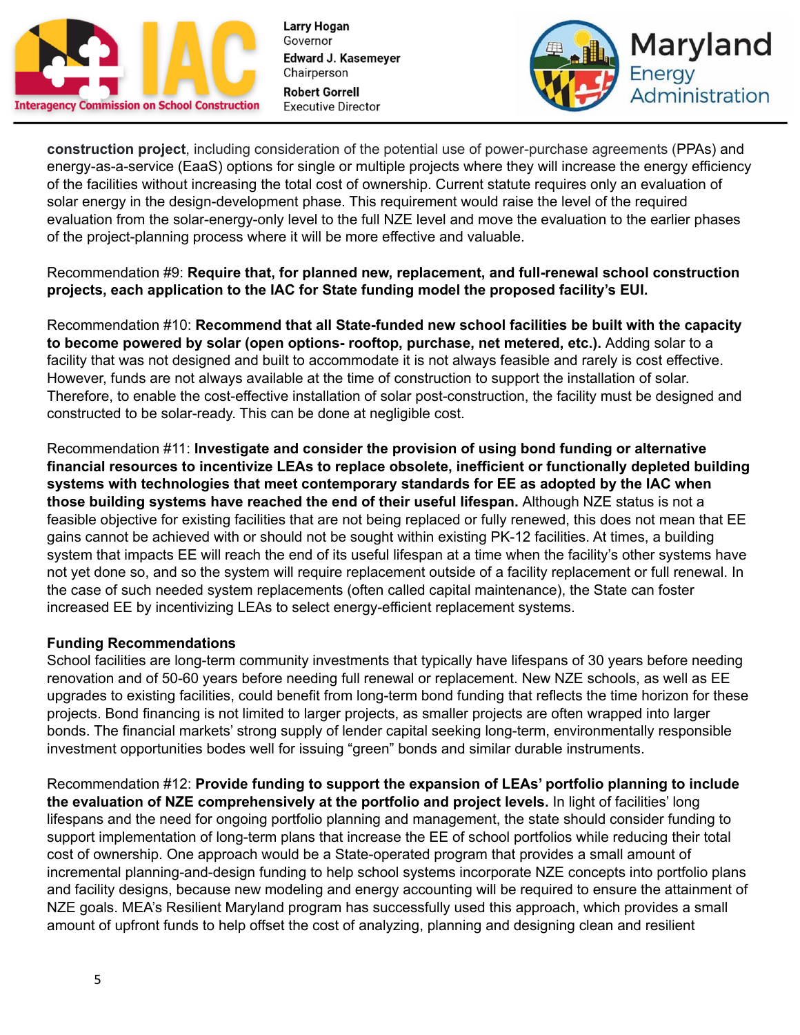**construction project**, including consideration of the potential use of power-purchase agreements (PPAs) and energy-as-a-service (EaaS) options for single or multiple projects where they will increase the energy efficiency of the facilities without increasing the total cost of ownership. Current statute requires only an evaluation of solar energy in the design-development phase. This requirement would raise the level of the required evaluation from the solar-energy-only level to the full NZE level and move the evaluation to the earlier phases of the project-planning process where it will be more effective and valuable.

Recommendation #9: **Require that, for planned new, replacement, and full-renewal school construction projects, each application to the IAC for State funding model the proposed facility's EUI.**

Recommendation #10: **Recommend that all State-funded new school facilities be built with the capacity to become powered by solar (open options- rooftop, purchase, net metered, etc.).** Adding solar to a facility that was not designed and built to accommodate it is not always feasible and rarely is cost effective. However, funds are not always available at the time of construction to support the installation of solar. Therefore, to enable the cost-effective installation of solar post-construction, the facility must be designed and constructed to be solar-ready. This can be done at negligible cost.

Recommendation #11: **Investigate and consider the provision of using bond funding or alternative financial resources to incentivize LEAs to replace obsolete, inefficient or functionally depleted building systems with technologies that meet contemporary standards for EE as adopted by the IAC when those building systems have reached the end of their useful lifespan.** Although NZE status is not a feasible objective for existing facilities that are not being replaced or fully renewed, this does not mean that EE gains cannot be achieved with or should not be sought within existing PK-12 facilities. At times, a building system that impacts EE will reach the end of its useful lifespan at a time when the facility's other systems have not yet done so, and so the system will require replacement outside of a facility replacement or full renewal. In the case of such needed system replacements (often called capital maintenance), the State can foster increased EE by incentivizing LEAs to select energy-efficient replacement systems.

**Funding Recommendations**

School facilities are long-term community investments that typically have lifespans of 30 years before needing renovation and of 50-60 years before needing full renewal or replacement. New NZE schools, as well as EE upgrades to existing facilities, could benefit from long-term bond funding that reflects the time horizon for these projects. Bond financing is not limited to larger projects, as smaller projects are often wrapped into larger bonds. The financial markets' strong supply of lender capital seeking long-term, environmentally responsible investment opportunities bodes well for issuing "green" bonds and similar durable instruments.

Recommendation #12: **Provide funding to support the expansion of LEAs' portfolio planning to include the evaluation of NZE comprehensively at the portfolio and project levels.** In light of facilities' long lifespans and the need for ongoing portfolio planning and management, the state should consider funding to support implementation of long-term plans that increase the EE of school portfolios while reducing their total cost of ownership. One approach would be a State-operated program that provides a small amount of incremental planning-and-design funding to help school systems incorporate NZE concepts into portfolio plans and facility designs, because new modeling and energy accounting will be required to ensure the attainment of NZE goals. MEA's Resilient Maryland program has successfully used this approach, which provides a small amount of upfront funds to help offset the cost of analyzing, planning and designing clean and resilient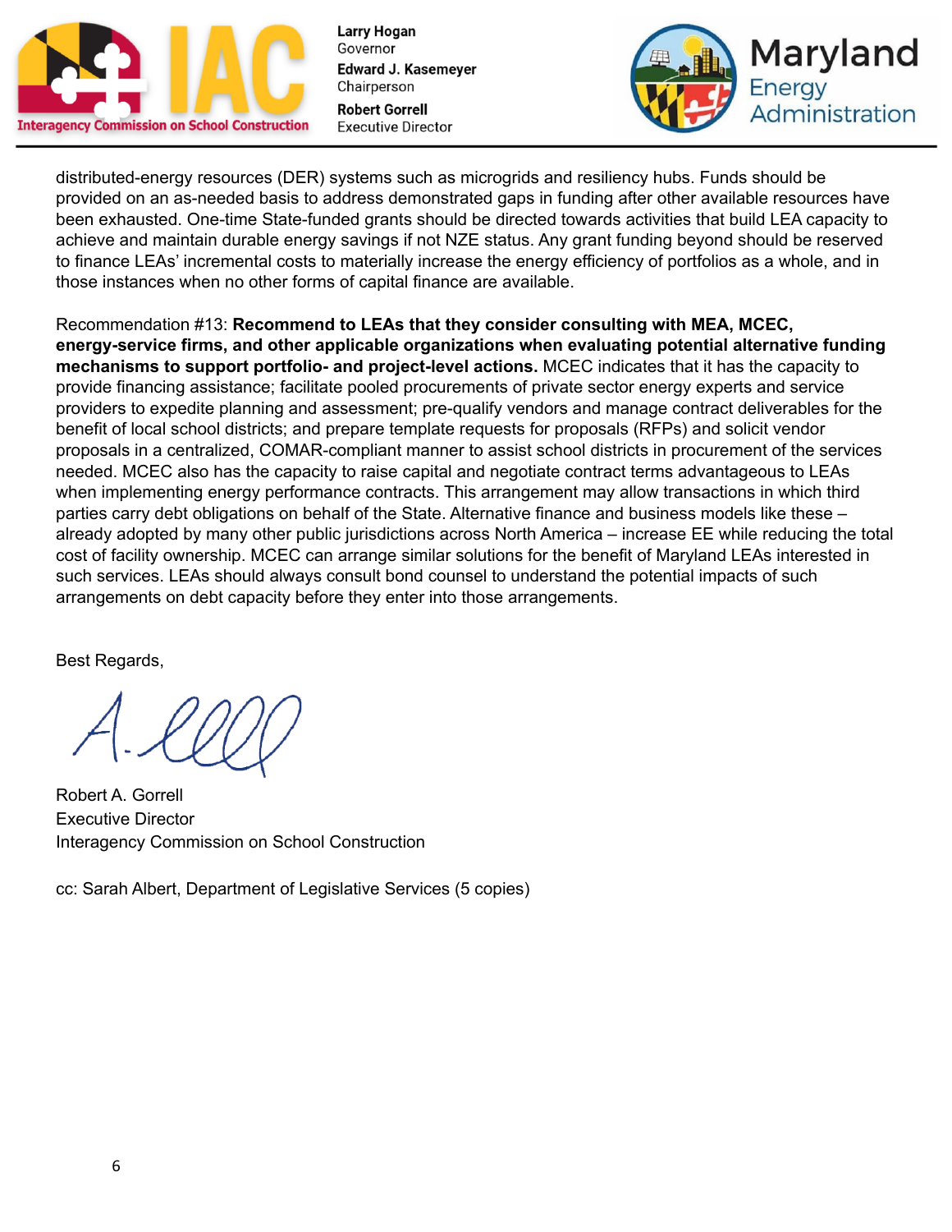distributed-energy resources (DER) systems such as microgrids and resiliency hubs. Funds should be provided on an as-needed basis to address demonstrated gaps in funding after other available resources have been exhausted. One-time State-funded grants should be directed towards activities that build LEA capacity to achieve and maintain durable energy savings if not NZE status. Any grant funding beyond should be reserved to finance LEAs' incremental costs to materially increase the energy efficiency of portfolios as a whole, and in those instances when no other forms of capital finance are available.

Recommendation #13: **Recommend to LEAs that they consider consulting with MEA, MCEC, energy-service firms, and other applicable organizations when evaluating potential alternative funding mechanisms to support portfolio- and project-level actions.** MCEC indicates that it has the capacity to provide financing assistance; facilitate pooled procurements of private sector energy experts and service providers to expedite planning and assessment; pre-qualify vendors and manage contract deliverables for the benefit of local school districts; and prepare template requests for proposals (RFPs) and solicit vendor proposals in a centralized, COMAR-compliant manner to assist school districts in procurement of the services needed. MCEC also has the capacity to raise capital and negotiate contract terms advantageous to LEAs when implementing energy performance contracts. This arrangement may allow transactions in which third parties carry debt obligations on behalf of the State. Alternative finance and business models like these – already adopted by many other public jurisdictions across North America – increase EE while reducing the total cost of facility ownership. MCEC can arrange similar solutions for the benefit of Maryland LEAs interested in such services. LEAs should always consult bond counsel to understand the potential impacts of such arrangements on debt capacity before they enter into those arrangements.

Best Regards,

Robert A. Gorrell
Executive Director
Interagency Commission on School Construction

cc: Sarah Albert, Department of Legislative Services (5 copies)